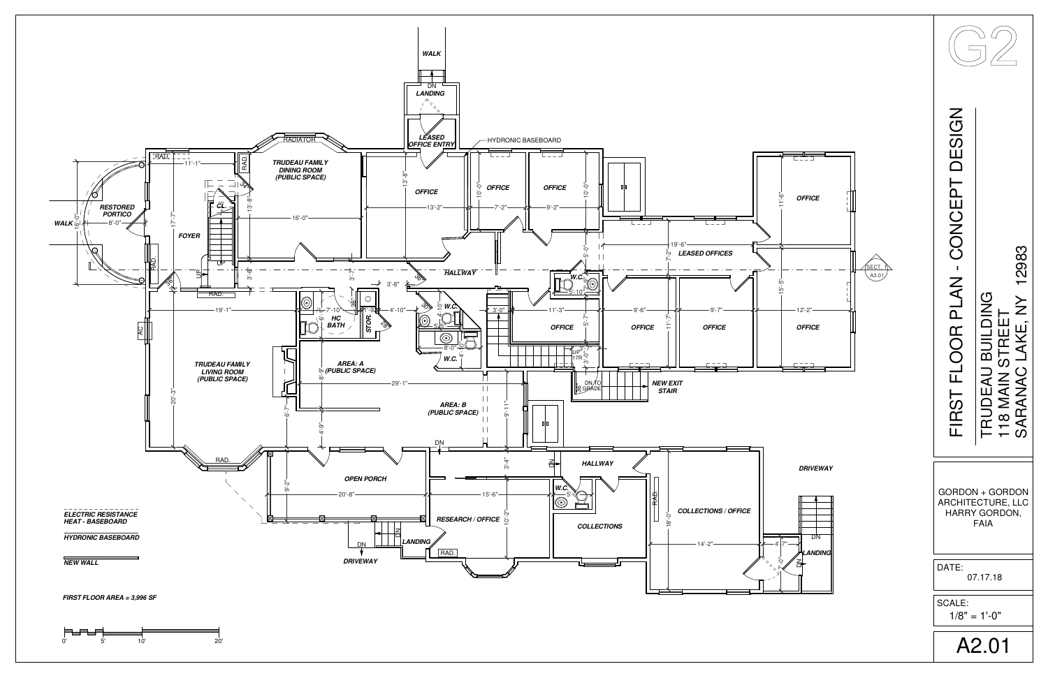# FIRST FLOOR PLAN - CONCEPT DESIGN

TRUDEAU BUILDING
118 MAIN STREET
SARANAC LAKE, NY 12983

G2

GORDON + GORDON ARCHITECTURE, LLC
HARRY GORDON, FAIA

DATE: 07.17.18

SCALE: 1/8" = 1'-0"

A2.01

---

*ELECTRIC RESISTANCE HEAT - BASEBOARD*

*HYDRONIC BASEBOARD*

*NEW WALL*

*FIRST FLOOR AREA = 3,996 SF*

0' 5' 10' 20'

---

Room labels:

- RESTORED PORTICO
- FOYER
- TRUDEAU FAMILY DINING ROOM (PUBLIC SPACE)
- TRUDEAU FAMILY LIVING ROOM (PUBLIC SPACE)
- LEASED OFFICE ENTRY
- LANDING
- WALK
- OFFICE
- HALLWAY
- LEASED OFFICES
- HC BATH
- STOR.
- W.C.
- AREA: A (PUBLIC SPACE)
- AREA: B (PUBLIC SPACE)
- NEW EXIT STAIR
- OPEN PORCH
- RESEARCH / OFFICE
- COLLECTIONS
- COLLECTIONS / OFFICE
- DRIVEWAY
- HYDRONIC BASEBOARD
- RADIATOR
- SECT. 1 A3.01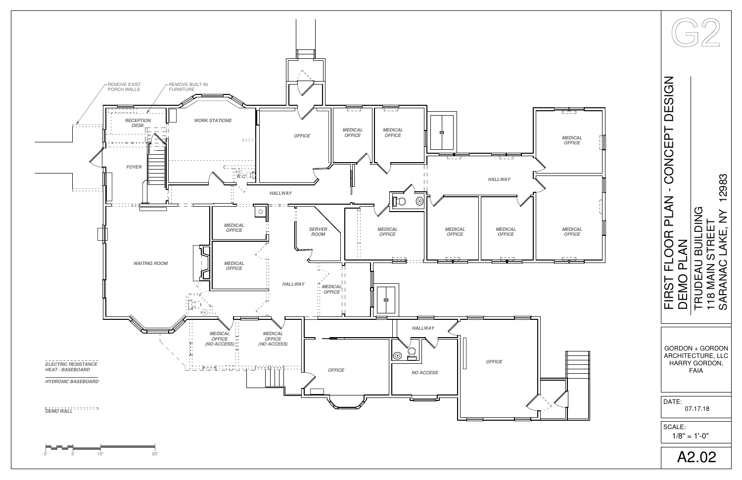# FIRST FLOOR PLAN - CONCEPT DESIGN
## DEMO PLAN

TRUDEAU BUILDING
118 MAIN STREET
SARANAC LAKE, NY 12983

G2

GORDON + GORDON ARCHITECTURE, LLC
HARRY GORDON, FAIA

DATE: 07.17.18

SCALE: 1/8" = 1'-0"

A2.02

REMOVE EXIST PORCH WALLS

REMOVE BUILT-IN FURNITURE

RECEPTION DESK

WORK STATIONS

OFFICE

MEDICAL OFFICE

MEDICAL OFFICE

MEDICAL OFFICE

FOYER

W.C.

HALLWAY

HALLWAY

MEDICAL OFFICE

SERVER ROOM

MEDICAL OFFICE

MEDICAL OFFICE

MEDICAL OFFICE

MEDICAL OFFICE

WAITING ROOM

MEDICAL OFFICE

HALLWAY

MEDICAL OFFICE

MEDICAL OFFICE (NO ACCESS)

MEDICAL OFFICE (NO ACCESS)

HALLWAY

OFFICE

NO ACCESS

OFFICE

ELECTRIC RESISTANCE HEAT - BASEBOARD

HYDRONIC BASEBOARD

DEMO WALL

0' 5' 10' 20'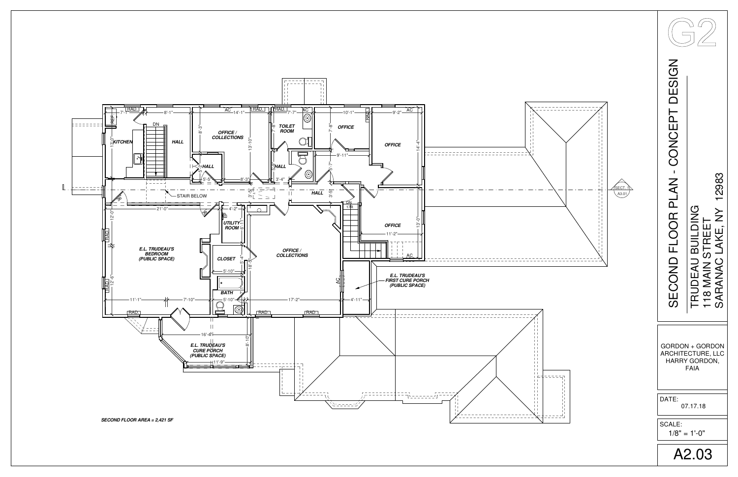# SECOND FLOOR PLAN - CONCEPT DESIGN

G2

TRUDEAU BUILDING
118 MAIN STREET
SARANAC LAKE, NY 12983

GORDON + GORDON ARCHITECTURE, LLC
HARRY GORDON, FAIA

DATE: 07.17.18

SCALE: 1/8" = 1'-0"

A2.03

KITCHEN

REF.

HALL

DN

OFFICE / COLLECTIONS

HALL

TOILET ROOM

HALL

OFFICE

OFFICE

HALL

DN 17R

OFFICE

STAIR BELOW

UTILITY ROOM

E.L. TRUDEAU'S BEDROOM (PUBLIC SPACE)

CLOSET

BATH

OFFICE / COLLECTIONS

E.L. TRUDEAU'S FIRST CURE PORCH (PUBLIC SPACE)

E.L. TRUDEAU'S CURE PORCH (PUBLIC SPACE)

RAD.

AC

SECT. 1 A3.01

7'-1" 8'-1" 14'-1" 7'-7" 10'-1" 9'-2" 13'-0" 8'-3" 13'-10" 7'-8" 7'-8" 14'-4" 9'-11" 5'-7" 5'-5" 8'-3" 3'-4" 3'-5" 3'-5" 21'-0" 4'-2" 12'-0" 6'-1" 11'-2" 13'-0" 5'-4" 18'-5" 5'-10" 12'-6" 11'-1" 7'-10" 5'-10" 17'-2" 4'-11" 16'-4" 8'-10" 11'-9"

*SECOND FLOOR AREA = 2,421 SF*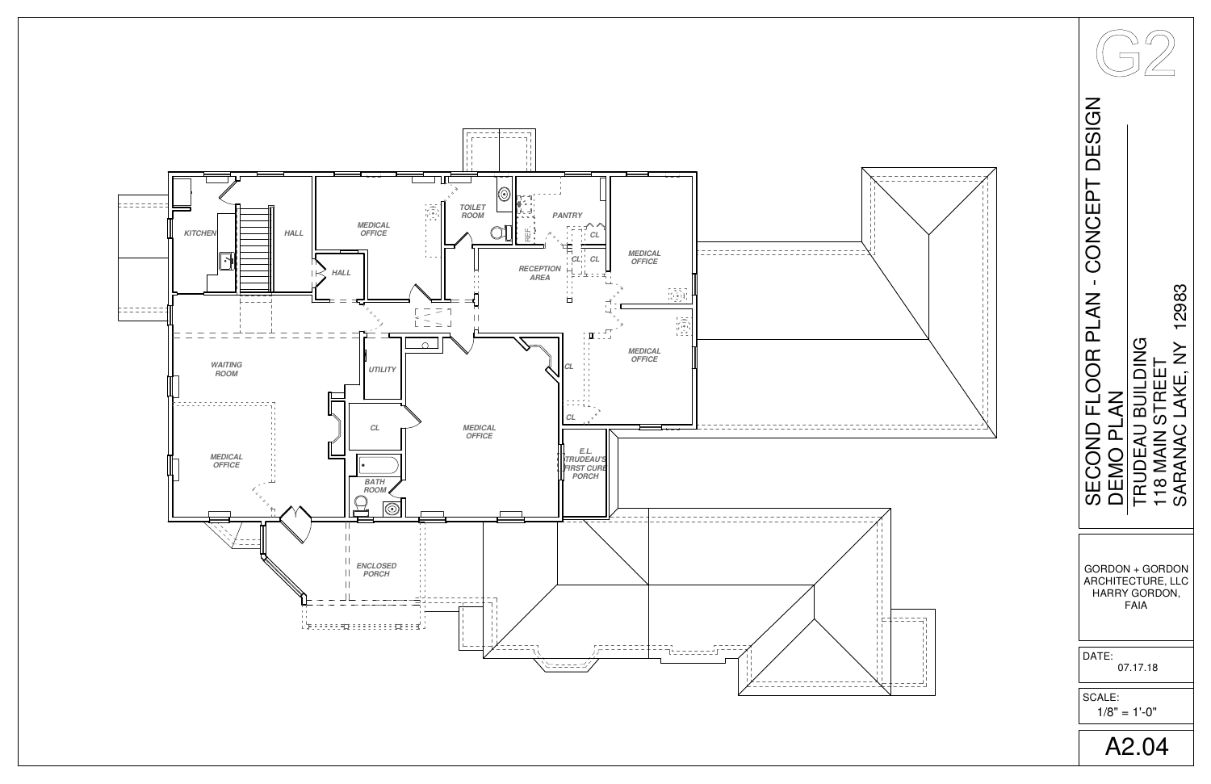# SECOND FLOOR PLAN - CONCEPT DESIGN DEMO PLAN

TRUDEAU BUILDING
118 MAIN STREET
SARANAC LAKE, NY 12983

G2

GORDON + GORDON ARCHITECTURE, LLC
HARRY GORDON, FAIA

DATE: 07.17.18

SCALE: 1/8" = 1'-0"

A2.04

KITCHEN
HALL
HALL
MEDICAL OFFICE
TOILET ROOM
PANTRY
REF.
CL
CL
CL
RECEPTION AREA
MEDICAL OFFICE
MEDICAL OFFICE
WAITING ROOM
UTILITY
CL
MEDICAL OFFICE
CL
CL
MEDICAL OFFICE
BATH ROOM
E.L. TRUDEAU'S FIRST CURE PORCH
ENCLOSED PORCH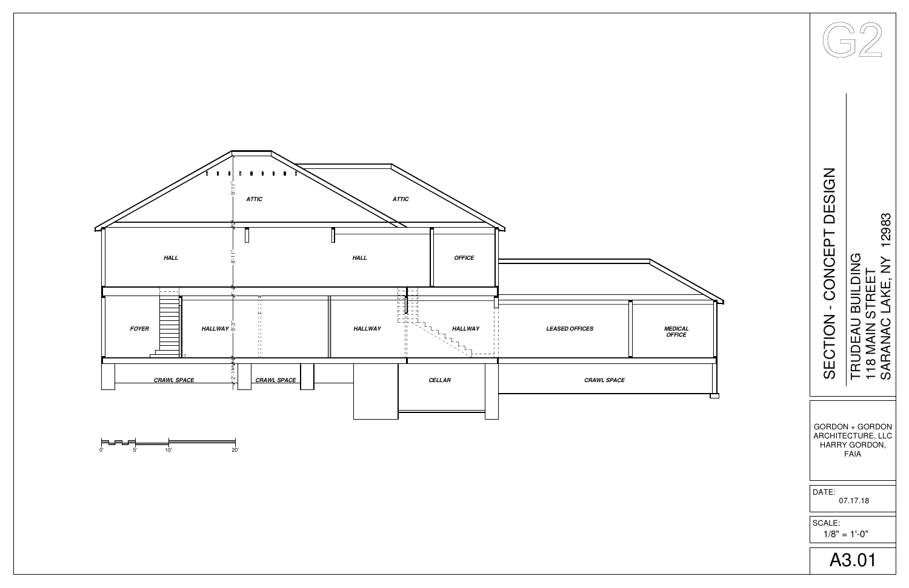ATTIC

ATTIC

9'-11"

1'-0"

HALL

HALL

OFFICE

8'-11"

1'-4"

FOYER

HALLWAY

9'-3"

HALLWAY

HALLWAY

LEASED OFFICES

MEDICAL OFFICE

1'-1"

2'-11"

CRAWL SPACE

CRAWL SPACE

CELLAR

CRAWL SPACE

0' 5' 10' 20'

G2

# SECTION - CONCEPT DESIGN

TRUDEAU BUILDING
118 MAIN STREET
SARANAC LAKE, NY 12983

GORDON + GORDON ARCHITECTURE, LLC
HARRY GORDON, FAIA

DATE:
07.17.18

SCALE:
1/8" = 1'-0"

A3.01